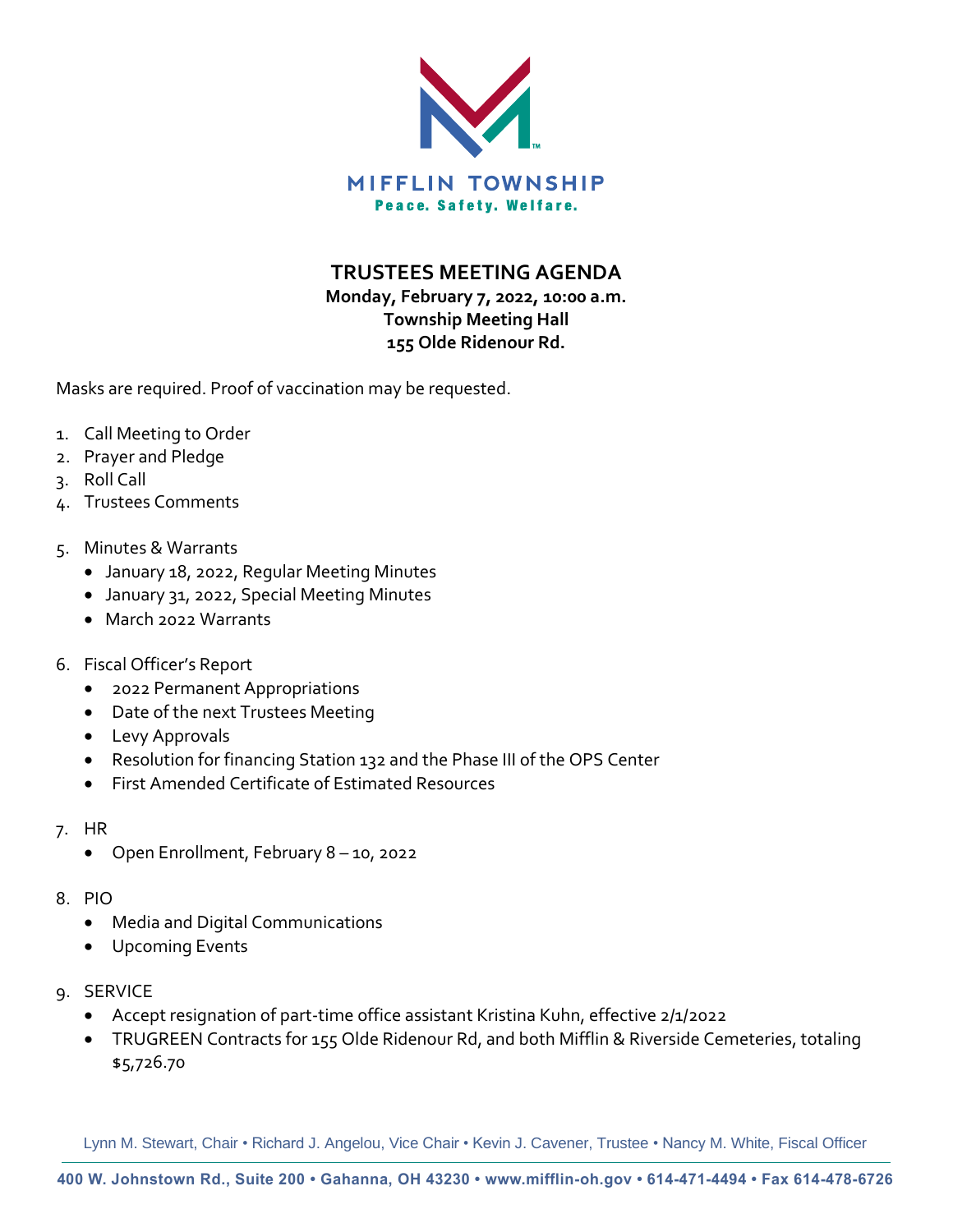MIFFLIN TOWNSHIP

Peace. Safety. Welfare.

# TRUSTEES MEETING AGENDA

**Monday, February 7, 2022, 10:00 a.m.**
**Township Meeting Hall**
**155 Olde Ridenour Rd.**

Masks are required. Proof of vaccination may be requested.

1. Call Meeting to Order
2. Prayer and Pledge
3. Roll Call
4. Trustees Comments
5. Minutes & Warrants
   - January 18, 2022, Regular Meeting Minutes
   - January 31, 2022, Special Meeting Minutes
   - March 2022 Warrants
6. Fiscal Officer's Report
   - 2022 Permanent Appropriations
   - Date of the next Trustees Meeting
   - Levy Approvals
   - Resolution for financing Station 132 and the Phase III of the OPS Center
   - First Amended Certificate of Estimated Resources
7. HR
   - Open Enrollment, February 8 – 10, 2022
8. PIO
   - Media and Digital Communications
   - Upcoming Events
9. SERVICE
   - Accept resignation of part-time office assistant Kristina Kuhn, effective 2/1/2022
   - TRUGREEN Contracts for 155 Olde Ridenour Rd, and both Mifflin & Riverside Cemeteries, totaling $5,726.70

Lynn M. Stewart, Chair • Richard J. Angelou, Vice Chair • Kevin J. Cavener, Trustee • Nancy M. White, Fiscal Officer

400 W. Johnstown Rd., Suite 200 • Gahanna, OH 43230 • www.mifflin-oh.gov • 614-471-4494 • Fax 614-478-6726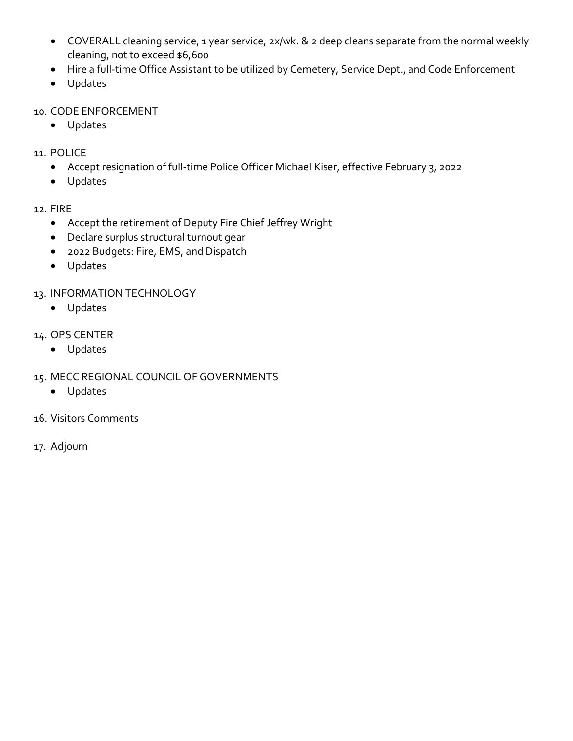- COVERALL cleaning service, 1 year service, 2x/wk. & 2 deep cleans separate from the normal weekly cleaning, not to exceed $6,600
- Hire a full-time Office Assistant to be utilized by Cemetery, Service Dept., and Code Enforcement
- Updates

10. CODE ENFORCEMENT
    - Updates

11. POLICE
    - Accept resignation of full-time Police Officer Michael Kiser, effective February 3, 2022
    - Updates

12. FIRE
    - Accept the retirement of Deputy Fire Chief Jeffrey Wright
    - Declare surplus structural turnout gear
    - 2022 Budgets: Fire, EMS, and Dispatch
    - Updates

13. INFORMATION TECHNOLOGY
    - Updates

14. OPS CENTER
    - Updates

15. MECC REGIONAL COUNCIL OF GOVERNMENTS
    - Updates

16. Visitors Comments

17. Adjourn